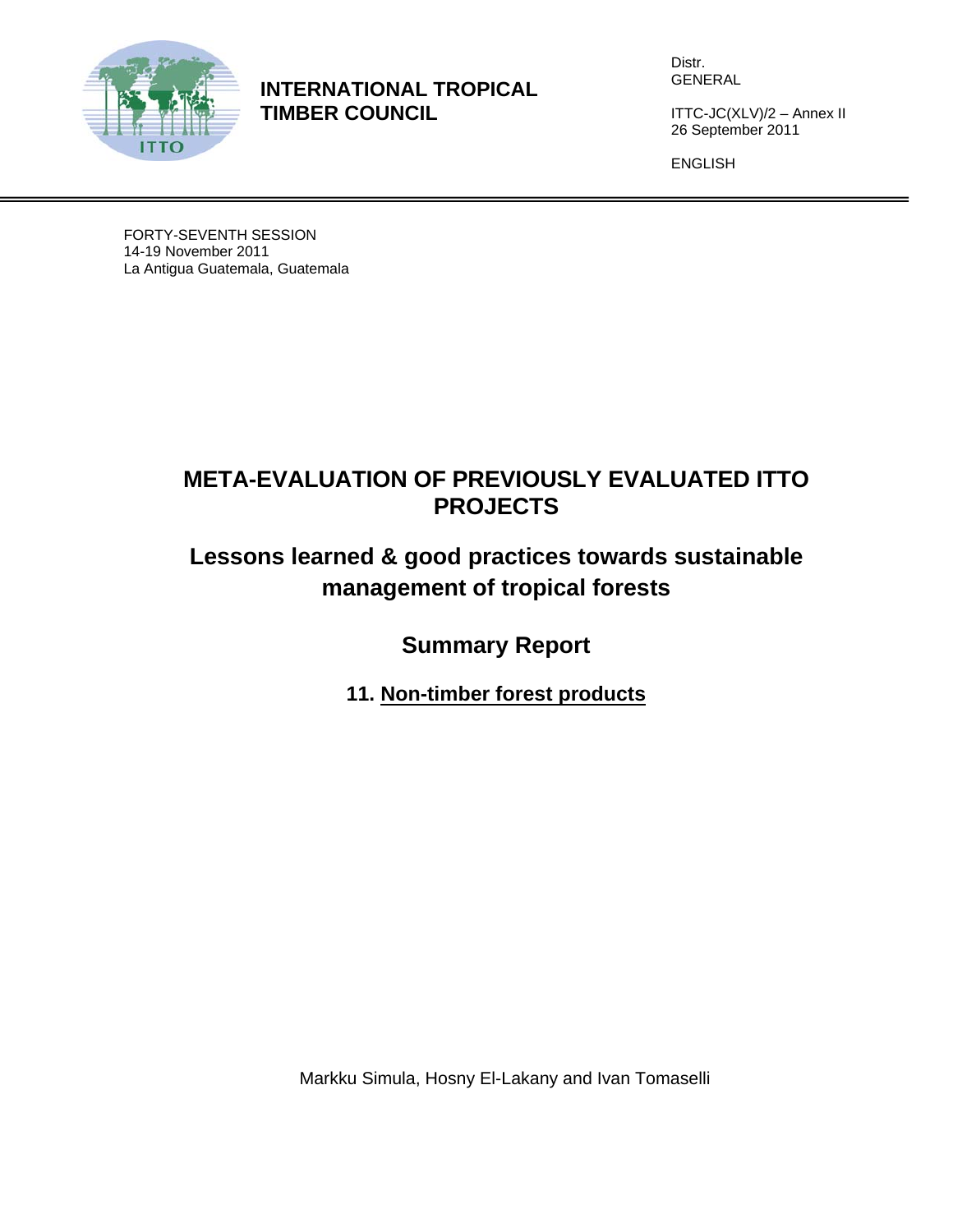**INTERNATIONAL TROPICAL TIMBER COUNCIL**

Distr.
GENERAL

ITTC-JC(XLV)/2 – Annex II
26 September 2011

ENGLISH

FORTY-SEVENTH SESSION
14-19 November 2011
La Antigua Guatemala, Guatemala

# META-EVALUATION OF PREVIOUSLY EVALUATED ITTO PROJECTS

## Lessons learned & good practices towards sustainable management of tropical forests

## Summary Report

### 11. Non-timber forest products

Markku Simula, Hosny El-Lakany and Ivan Tomaselli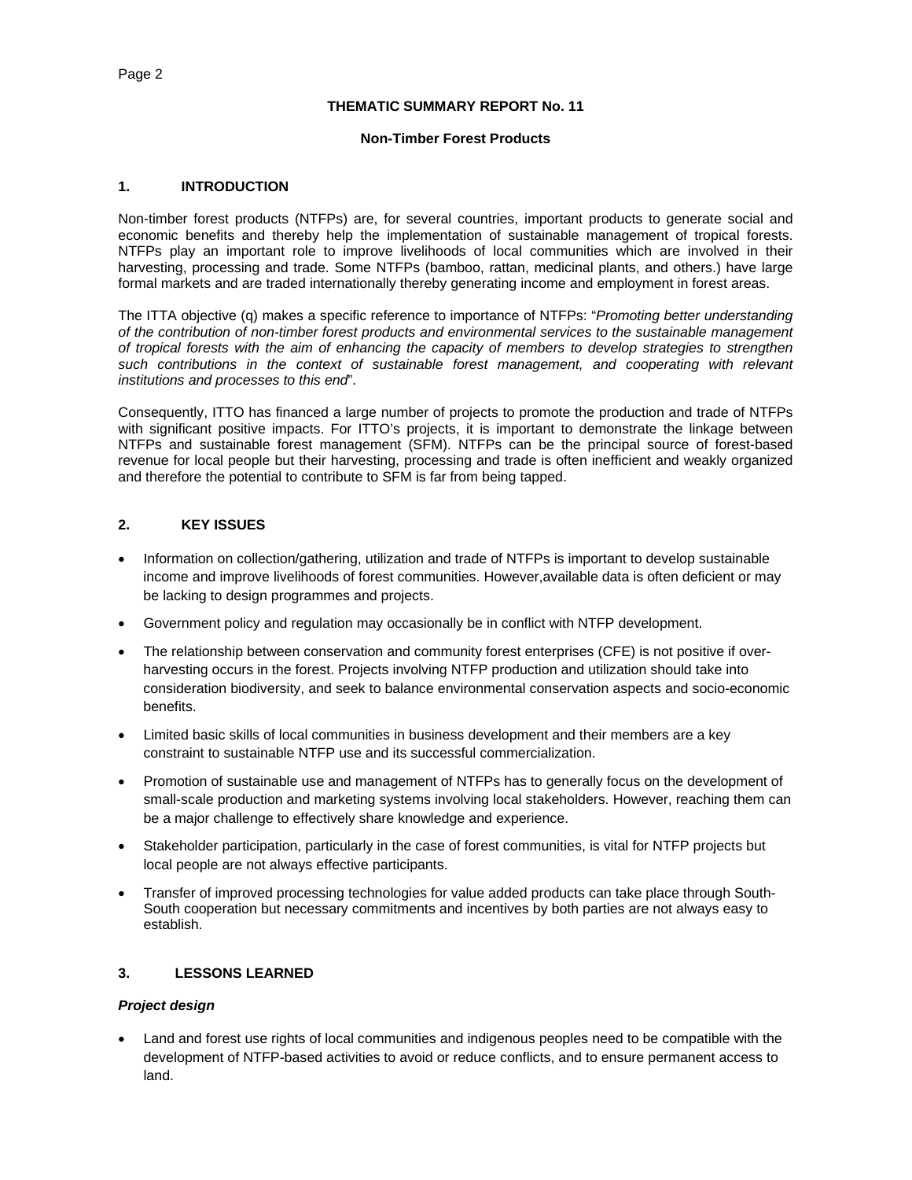**THEMATIC SUMMARY REPORT No. 11**

**Non-Timber Forest Products**

## 1. INTRODUCTION

Non-timber forest products (NTFPs) are, for several countries, important products to generate social and economic benefits and thereby help the implementation of sustainable management of tropical forests. NTFPs play an important role to improve livelihoods of local communities which are involved in their harvesting, processing and trade. Some NTFPs (bamboo, rattan, medicinal plants, and others.) have large formal markets and are traded internationally thereby generating income and employment in forest areas.

The ITTA objective (q) makes a specific reference to importance of NTFPs: "*Promoting better understanding of the contribution of non-timber forest products and environmental services to the sustainable management of tropical forests with the aim of enhancing the capacity of members to develop strategies to strengthen such contributions in the context of sustainable forest management, and cooperating with relevant institutions and processes to this end*".

Consequently, ITTO has financed a large number of projects to promote the production and trade of NTFPs with significant positive impacts. For ITTO's projects, it is important to demonstrate the linkage between NTFPs and sustainable forest management (SFM). NTFPs can be the principal source of forest-based revenue for local people but their harvesting, processing and trade is often inefficient and weakly organized and therefore the potential to contribute to SFM is far from being tapped.

## 2. KEY ISSUES

- Information on collection/gathering, utilization and trade of NTFPs is important to develop sustainable income and improve livelihoods of forest communities. However,available data is often deficient or may be lacking to design programmes and projects.
- Government policy and regulation may occasionally be in conflict with NTFP development.
- The relationship between conservation and community forest enterprises (CFE) is not positive if over-harvesting occurs in the forest. Projects involving NTFP production and utilization should take into consideration biodiversity, and seek to balance environmental conservation aspects and socio-economic benefits.
- Limited basic skills of local communities in business development and their members are a key constraint to sustainable NTFP use and its successful commercialization.
- Promotion of sustainable use and management of NTFPs has to generally focus on the development of small-scale production and marketing systems involving local stakeholders. However, reaching them can be a major challenge to effectively share knowledge and experience.
- Stakeholder participation, particularly in the case of forest communities, is vital for NTFP projects but local people are not always effective participants.
- Transfer of improved processing technologies for value added products can take place through South-South cooperation but necessary commitments and incentives by both parties are not always easy to establish.

## 3. LESSONS LEARNED

### *Project design*

- Land and forest use rights of local communities and indigenous peoples need to be compatible with the development of NTFP-based activities to avoid or reduce conflicts, and to ensure permanent access to land.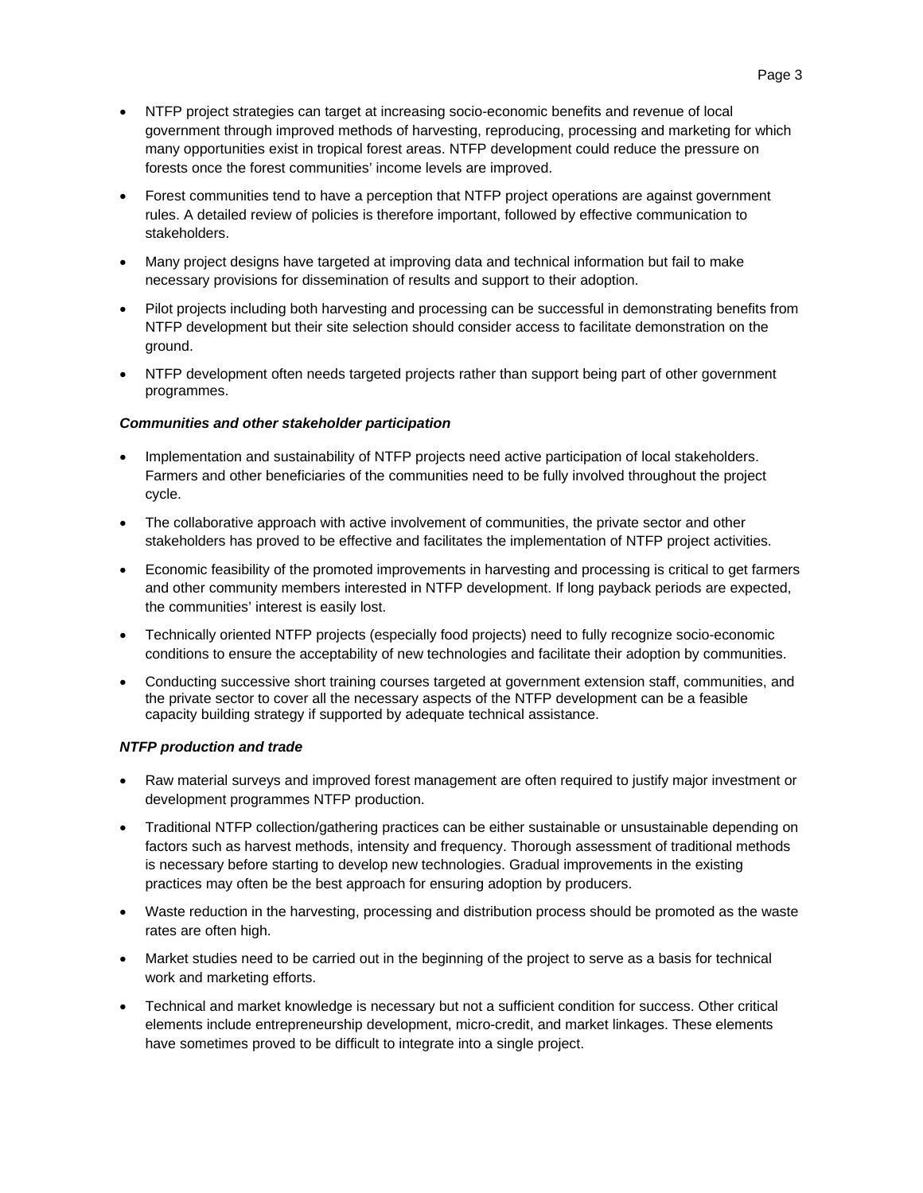- NTFP project strategies can target at increasing socio-economic benefits and revenue of local government through improved methods of harvesting, reproducing, processing and marketing for which many opportunities exist in tropical forest areas. NTFP development could reduce the pressure on forests once the forest communities' income levels are improved.
- Forest communities tend to have a perception that NTFP project operations are against government rules. A detailed review of policies is therefore important, followed by effective communication to stakeholders.
- Many project designs have targeted at improving data and technical information but fail to make necessary provisions for dissemination of results and support to their adoption.
- Pilot projects including both harvesting and processing can be successful in demonstrating benefits from NTFP development but their site selection should consider access to facilitate demonstration on the ground.
- NTFP development often needs targeted projects rather than support being part of other government programmes.

***Communities and other stakeholder participation***

- Implementation and sustainability of NTFP projects need active participation of local stakeholders. Farmers and other beneficiaries of the communities need to be fully involved throughout the project cycle.
- The collaborative approach with active involvement of communities, the private sector and other stakeholders has proved to be effective and facilitates the implementation of NTFP project activities.
- Economic feasibility of the promoted improvements in harvesting and processing is critical to get farmers and other community members interested in NTFP development. If long payback periods are expected, the communities' interest is easily lost.
- Technically oriented NTFP projects (especially food projects) need to fully recognize socio-economic conditions to ensure the acceptability of new technologies and facilitate their adoption by communities.
- Conducting successive short training courses targeted at government extension staff, communities, and the private sector to cover all the necessary aspects of the NTFP development can be a feasible capacity building strategy if supported by adequate technical assistance.

***NTFP production and trade***

- Raw material surveys and improved forest management are often required to justify major investment or development programmes NTFP production.
- Traditional NTFP collection/gathering practices can be either sustainable or unsustainable depending on factors such as harvest methods, intensity and frequency. Thorough assessment of traditional methods is necessary before starting to develop new technologies. Gradual improvements in the existing practices may often be the best approach for ensuring adoption by producers.
- Waste reduction in the harvesting, processing and distribution process should be promoted as the waste rates are often high.
- Market studies need to be carried out in the beginning of the project to serve as a basis for technical work and marketing efforts.
- Technical and market knowledge is necessary but not a sufficient condition for success. Other critical elements include entrepreneurship development, micro-credit, and market linkages. These elements have sometimes proved to be difficult to integrate into a single project.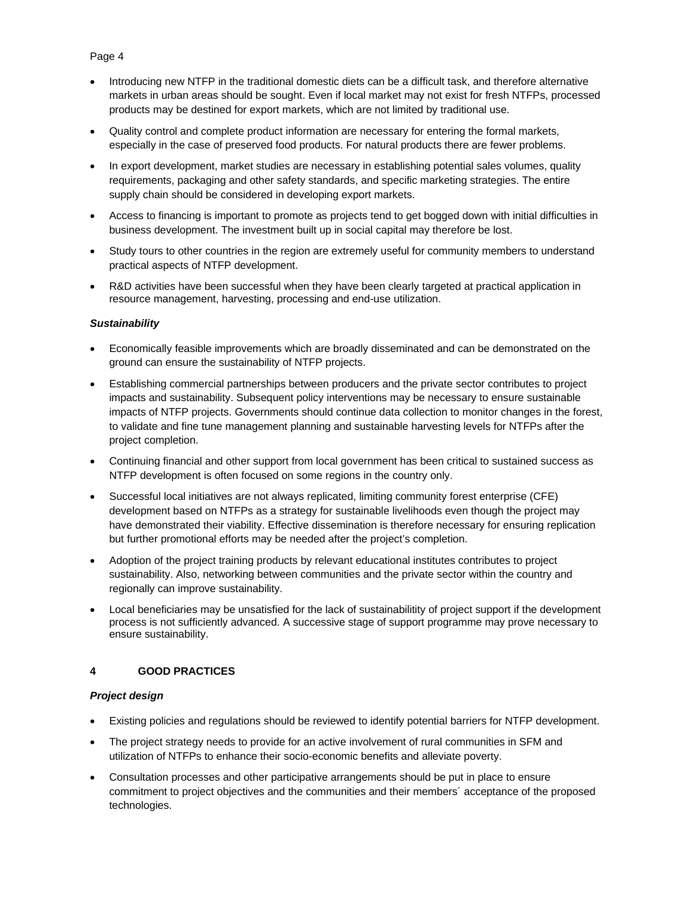- Introducing new NTFP in the traditional domestic diets can be a difficult task, and therefore alternative markets in urban areas should be sought. Even if local market may not exist for fresh NTFPs, processed products may be destined for export markets, which are not limited by traditional use.
- Quality control and complete product information are necessary for entering the formal markets, especially in the case of preserved food products. For natural products there are fewer problems.
- In export development, market studies are necessary in establishing potential sales volumes, quality requirements, packaging and other safety standards, and specific marketing strategies. The entire supply chain should be considered in developing export markets.
- Access to financing is important to promote as projects tend to get bogged down with initial difficulties in business development. The investment built up in social capital may therefore be lost.
- Study tours to other countries in the region are extremely useful for community members to understand practical aspects of NTFP development.
- R&D activities have been successful when they have been clearly targeted at practical application in resource management, harvesting, processing and end-use utilization.

***Sustainability***

- Economically feasible improvements which are broadly disseminated and can be demonstrated on the ground can ensure the sustainability of NTFP projects.
- Establishing commercial partnerships between producers and the private sector contributes to project impacts and sustainability. Subsequent policy interventions may be necessary to ensure sustainable impacts of NTFP projects. Governments should continue data collection to monitor changes in the forest, to validate and fine tune management planning and sustainable harvesting levels for NTFPs after the project completion.
- Continuing financial and other support from local government has been critical to sustained success as NTFP development is often focused on some regions in the country only.
- Successful local initiatives are not always replicated, limiting community forest enterprise (CFE) development based on NTFPs as a strategy for sustainable livelihoods even though the project may have demonstrated their viability. Effective dissemination is therefore necessary for ensuring replication but further promotional efforts may be needed after the project's completion.
- Adoption of the project training products by relevant educational institutes contributes to project sustainability. Also, networking between communities and the private sector within the country and regionally can improve sustainability.
- Local beneficiaries may be unsatisfied for the lack of sustainabilitity of project support if the development process is not sufficiently advanced. A successive stage of support programme may prove necessary to ensure sustainability.

## 4 GOOD PRACTICES

***Project design***

- Existing policies and regulations should be reviewed to identify potential barriers for NTFP development.
- The project strategy needs to provide for an active involvement of rural communities in SFM and utilization of NTFPs to enhance their socio-economic benefits and alleviate poverty.
- Consultation processes and other participative arrangements should be put in place to ensure commitment to project objectives and the communities and their members´ acceptance of the proposed technologies.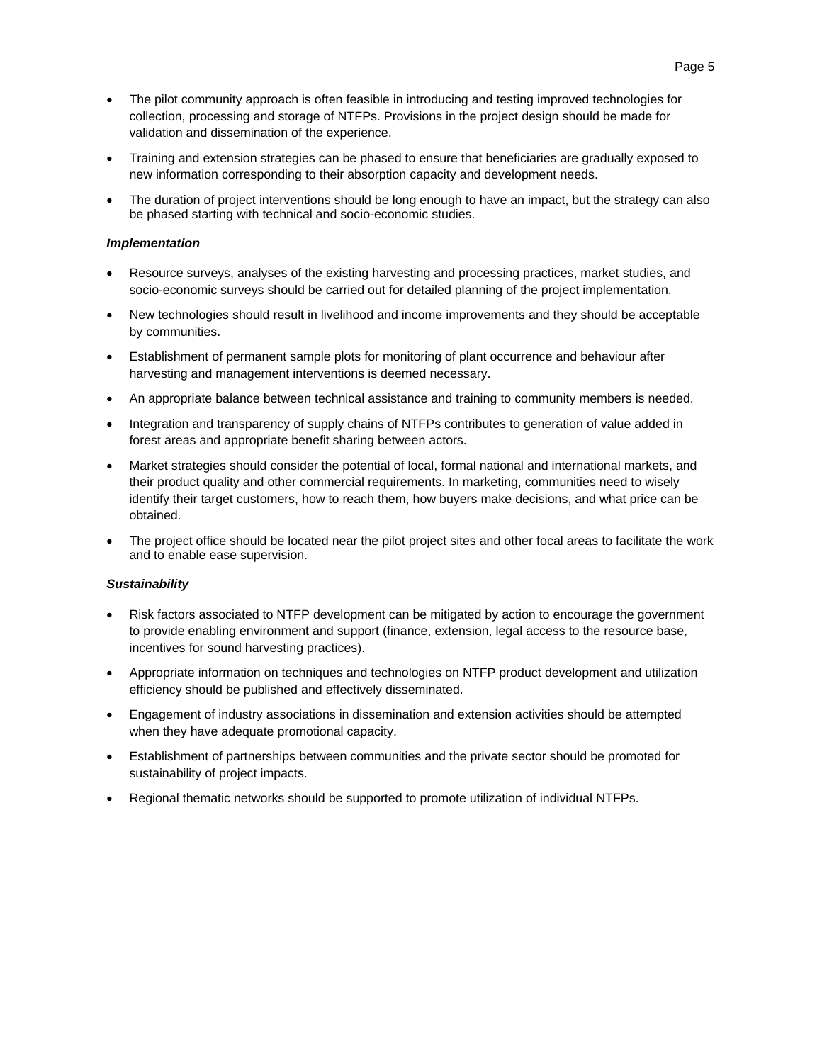- The pilot community approach is often feasible in introducing and testing improved technologies for collection, processing and storage of NTFPs. Provisions in the project design should be made for validation and dissemination of the experience.
- Training and extension strategies can be phased to ensure that beneficiaries are gradually exposed to new information corresponding to their absorption capacity and development needs.
- The duration of project interventions should be long enough to have an impact, but the strategy can also be phased starting with technical and socio-economic studies.

***Implementation***

- Resource surveys, analyses of the existing harvesting and processing practices, market studies, and socio-economic surveys should be carried out for detailed planning of the project implementation.
- New technologies should result in livelihood and income improvements and they should be acceptable by communities.
- Establishment of permanent sample plots for monitoring of plant occurrence and behaviour after harvesting and management interventions is deemed necessary.
- An appropriate balance between technical assistance and training to community members is needed.
- Integration and transparency of supply chains of NTFPs contributes to generation of value added in forest areas and appropriate benefit sharing between actors.
- Market strategies should consider the potential of local, formal national and international markets, and their product quality and other commercial requirements. In marketing, communities need to wisely identify their target customers, how to reach them, how buyers make decisions, and what price can be obtained.
- The project office should be located near the pilot project sites and other focal areas to facilitate the work and to enable ease supervision.

***Sustainability***

- Risk factors associated to NTFP development can be mitigated by action to encourage the government to provide enabling environment and support (finance, extension, legal access to the resource base, incentives for sound harvesting practices).
- Appropriate information on techniques and technologies on NTFP product development and utilization efficiency should be published and effectively disseminated.
- Engagement of industry associations in dissemination and extension activities should be attempted when they have adequate promotional capacity.
- Establishment of partnerships between communities and the private sector should be promoted for sustainability of project impacts.
- Regional thematic networks should be supported to promote utilization of individual NTFPs.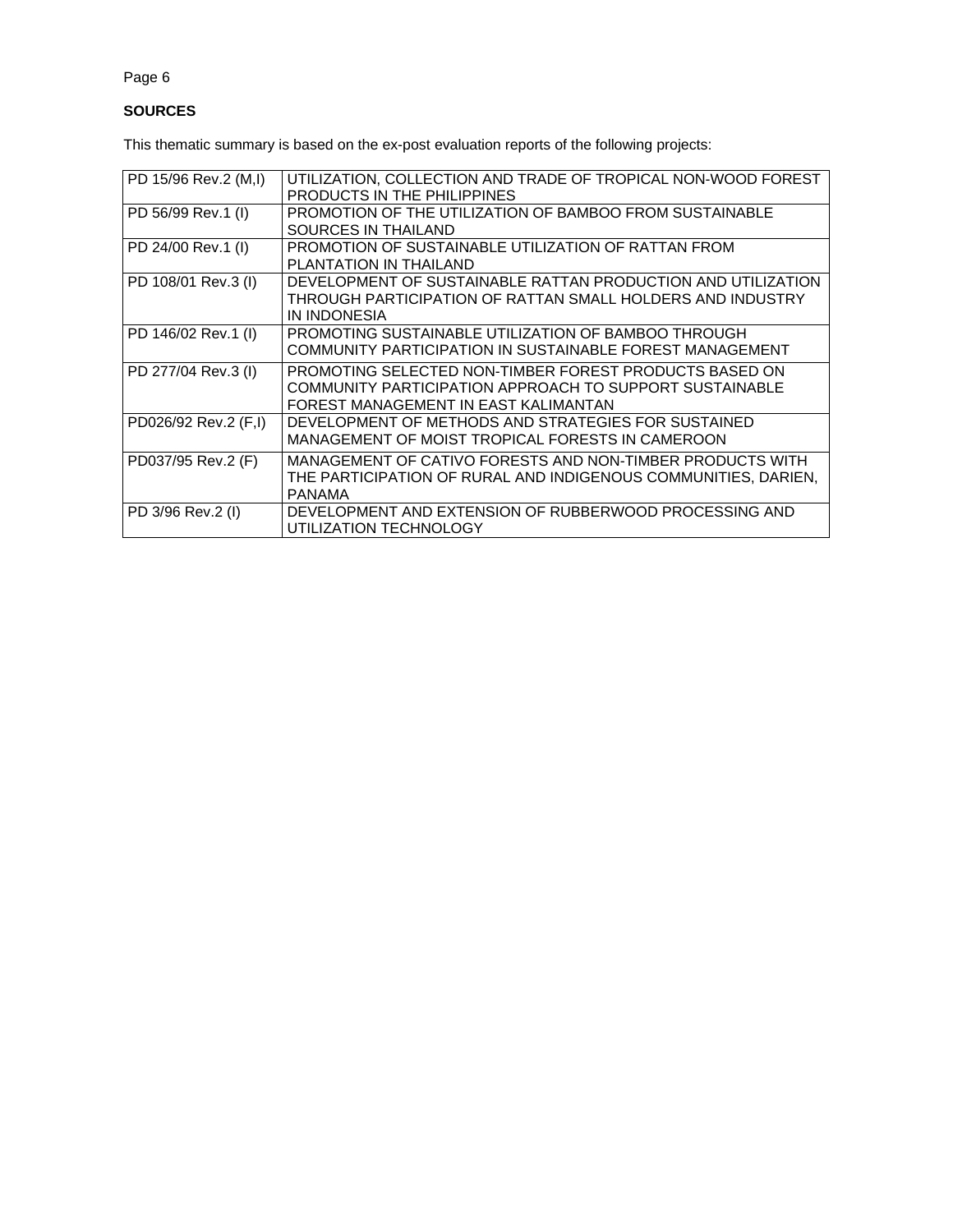**SOURCES**

This thematic summary is based on the ex-post evaluation reports of the following projects:

| | |
|---|---|
| PD 15/96 Rev.2 (M,I) | UTILIZATION, COLLECTION AND TRADE OF TROPICAL NON-WOOD FOREST PRODUCTS IN THE PHILIPPINES |
| PD 56/99 Rev.1 (I) | PROMOTION OF THE UTILIZATION OF BAMBOO FROM SUSTAINABLE SOURCES IN THAILAND |
| PD 24/00 Rev.1 (I) | PROMOTION OF SUSTAINABLE UTILIZATION OF RATTAN FROM PLANTATION IN THAILAND |
| PD 108/01 Rev.3 (I) | DEVELOPMENT OF SUSTAINABLE RATTAN PRODUCTION AND UTILIZATION THROUGH PARTICIPATION OF RATTAN SMALL HOLDERS AND INDUSTRY IN INDONESIA |
| PD 146/02 Rev.1 (I) | PROMOTING SUSTAINABLE UTILIZATION OF BAMBOO THROUGH COMMUNITY PARTICIPATION IN SUSTAINABLE FOREST MANAGEMENT |
| PD 277/04 Rev.3 (I) | PROMOTING SELECTED NON-TIMBER FOREST PRODUCTS BASED ON COMMUNITY PARTICIPATION APPROACH TO SUPPORT SUSTAINABLE FOREST MANAGEMENT IN EAST KALIMANTAN |
| PD026/92 Rev.2 (F,I) | DEVELOPMENT OF METHODS AND STRATEGIES FOR SUSTAINED MANAGEMENT OF MOIST TROPICAL FORESTS IN CAMEROON |
| PD037/95 Rev.2 (F) | MANAGEMENT OF CATIVO FORESTS AND NON-TIMBER PRODUCTS WITH THE PARTICIPATION OF RURAL AND INDIGENOUS COMMUNITIES, DARIEN, PANAMA |
| PD 3/96 Rev.2 (I) | DEVELOPMENT AND EXTENSION OF RUBBERWOOD PROCESSING AND UTILIZATION TECHNOLOGY |